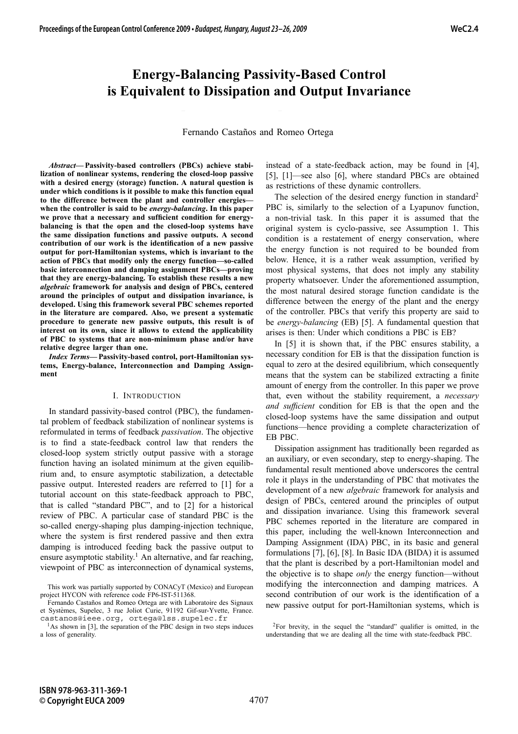# Energy-Balancing Passivity-Based Control is Equivalent to Dissipation and Output Invariance

Fernando Castaños and Romeo Ortega

***Abstract*— Passivity-based controllers (PBCs) achieve stabilization of nonlinear systems, rendering the closed-loop passive with a desired energy (storage) function. A natural question is under which conditions is it possible to make this function equal to the difference between the plant and controller energies—when the controller is said to be *energy-balancing*. In this paper we prove that a necessary and sufficient condition for energy-balancing is that the open and the closed-loop systems have the same dissipation functions and passive outputs. A second contribution of our work is the identification of a new passive output for port-Hamiltonian systems, which is invariant to the action of PBCs that modify only the energy function—so-called basic interconnection and damping assignment PBCs—proving that they are energy-balancing. To establish these results a new *algebraic* framework for analysis and design of PBCs, centered around the principles of output and dissipation invariance, is developed. Using this framework several PBC schemes reported in the literature are compared. Also, we present a systematic procedure to generate new passive outputs, this result is of interest on its own, since it allows to extend the applicability of PBC to systems that are non-minimum phase and/or have relative degree larger than one.**

***Index Terms*— Passivity-based control, port-Hamiltonian systems, Energy-balance, Interconnection and Damping Assignment**

## I. Introduction

In standard passivity-based control (PBC), the fundamental problem of feedback stabilization of nonlinear systems is reformulated in terms of feedback *passivation*. The objective is to find a state-feedback control law that renders the closed-loop system strictly output passive with a storage function having an isolated minimum at the given equilibrium and, to ensure asymptotic stabilization, a detectable passive output. Interested readers are referred to [1] for a tutorial account on this state-feedback approach to PBC, that is called "standard PBC", and to [2] for a historical review of PBC. A particular case of standard PBC is the so-called energy-shaping plus damping-injection technique, where the system is first rendered passive and then extra damping is introduced feeding back the passive output to ensure asymptotic stability.[1] An alternative, and far reaching, viewpoint of PBC as interconnection of dynamical systems, instead of a state-feedback action, may be found in [4], [5], [1]—see also [6], where standard PBCs are obtained as restrictions of these dynamic controllers.

The selection of the desired energy function in standard[2] PBC is, similarly to the selection of a Lyapunov function, a non-trivial task. In this paper it is assumed that the original system is cyclo-passive, see Assumption 1. This condition is a restatement of energy conservation, where the energy function is not required to be bounded from below. Hence, it is a rather weak assumption, verified by most physical systems, that does not imply any stability property whatsoever. Under the aforementioned assumption, the most natural desired storage function candidate is the difference between the energy of the plant and the energy of the controller. PBCs that verify this property are said to be *energy-balancing* (EB) [5]. A fundamental question that arises is then: Under which conditions a PBC is EB?

In [5] it is shown that, if the PBC ensures stability, a necessary condition for EB is that the dissipation function is equal to zero at the desired equilibrium, which consequently means that the system can be stabilized extracting a finite amount of energy from the controller. In this paper we prove that, even without the stability requirement, a *necessary and sufficient* condition for EB is that the open and the closed-loop systems have the same dissipation and output functions—hence providing a complete characterization of EB PBC.

Dissipation assignment has traditionally been regarded as an auxiliary, or even secondary, step to energy-shaping. The fundamental result mentioned above underscores the central role it plays in the understanding of PBC that motivates the development of a new *algebraic* framework for analysis and design of PBCs, centered around the principles of output and dissipation invariance. Using this framework several PBC schemes reported in the literature are compared in this paper, including the well-known Interconnection and Damping Assignment (IDA) PBC, in its basic and general formulations [7], [6], [8]. In Basic IDA (BIDA) it is assumed that the plant is described by a port-Hamiltonian model and the objective is to shape *only* the energy function—without modifying the interconnection and damping matrices. A second contribution of our work is the identification of a new passive output for port-Hamiltonian systems, which is

This work was partially supported by CONaCyT (Mexico) and European project HYCON with reference code FP6-IST-511368.

Fernando Castaños and Romeo Ortega are with Laboratoire des Signaux et Systèmes, Supelec, 3 rue Joliot Curie, 91192 Gif-sur-Yvette, France. castanos@ieee.org, ortega@lss.supelec.fr

[1] As shown in [3], the separation of the PBC design in two steps induces a loss of generality.

[2] For brevity, in the sequel the "standard" qualifier is omitted, in the understanding that we are dealing all the time with state-feedback PBC.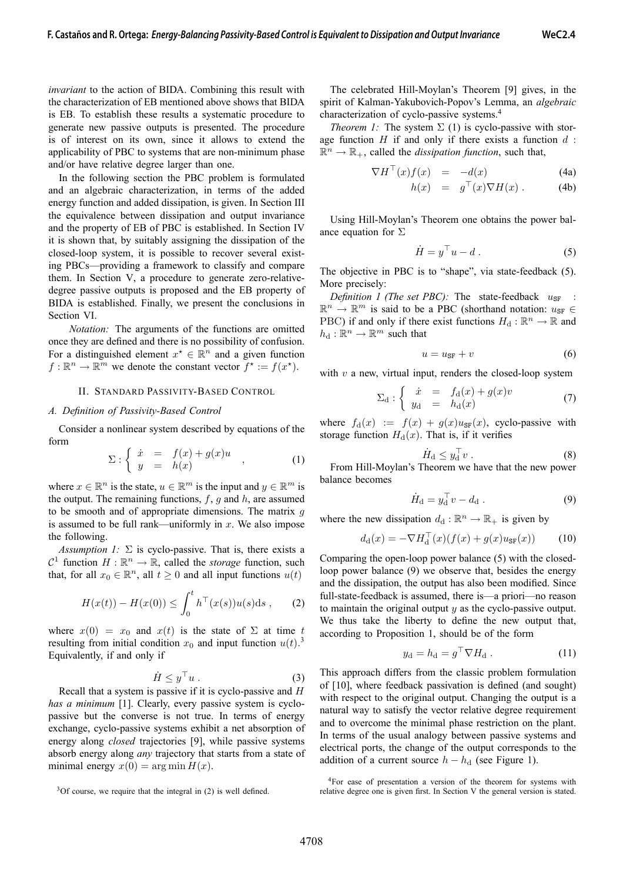*invariant* to the action of BIDA. Combining this result with the characterization of EB mentioned above shows that BIDA is EB. To establish these results a systematic procedure to generate new passive outputs is presented. The procedure is of interest on its own, since it allows to extend the applicability of PBC to systems that are non-minimum phase and/or have relative degree larger than one.

In the following section the PBC problem is formulated and an algebraic characterization, in terms of the added energy function and added dissipation, is given. In Section III the equivalence between dissipation and output invariance and the property of EB of PBC is established. In Section IV it is shown that, by suitably assigning the dissipation of the closed-loop system, it is possible to recover several existing PBCs—providing a framework to classify and compare them. In Section V, a procedure to generate zero-relative-degree passive outputs is proposed and the EB property of BIDA is established. Finally, we present the conclusions in Section VI.

*Notation:* The arguments of the functions are omitted once they are defined and there is no possibility of confusion. For a distinguished element $x^\star \in \mathbb{R}^n$ and a given function $f : \mathbb{R}^n \to \mathbb{R}^m$ we denote the constant vector $f^\star := f(x^\star)$.

## II. Standard Passivity-Based Control

### A. Definition of Passivity-Based Control

Consider a nonlinear system described by equations of the form

$$\Sigma : \begin{cases} \dot{x} &= f(x) + g(x)u \\ y &= h(x) \end{cases} , \tag{1}$$

where $x \in \mathbb{R}^n$ is the state, $u \in \mathbb{R}^m$ is the input and $y \in \mathbb{R}^m$ is the output. The remaining functions, $f$, $g$ and $h$, are assumed to be smooth and of appropriate dimensions. The matrix $g$ is assumed to be full rank—uniformly in $x$. We also impose the following.

*Assumption 1:* $\Sigma$ is cyclo-passive. That is, there exists a $\mathcal{C}^1$ function $H : \mathbb{R}^n \to \mathbb{R}$, called the *storage* function, such that, for all $x_0 \in \mathbb{R}^n$, all $t \geq 0$ and all input functions $u(t)$

$$H(x(t)) - H(x(0)) \leq \int_0^t h^\top(x(s))u(s)\mathrm{d}s , \tag{2}$$

where $x(0) = x_0$ and $x(t)$ is the state of $\Sigma$ at time $t$ resulting from initial condition $x_0$ and input function $u(t)$.[3] Equivalently, if and only if

$$\dot{H} \leq y^\top u . \tag{3}$$

Recall that a system is passive if it is cyclo-passive and $H$ *has a minimum* [1]. Clearly, every passive system is cyclo-passive but the converse is not true. In terms of energy exchange, cyclo-passive systems exhibit a net absorption of energy along *closed* trajectories [9], while passive systems absorb energy along *any* trajectory that starts from a state of minimal energy $x(0) = \arg\min H(x)$.

[3] Of course, we require that the integral in (2) is well defined.

The celebrated Hill-Moylan's Theorem [9] gives, in the spirit of Kalman-Yakubovich-Popov's Lemma, an *algebraic* characterization of cyclo-passive systems.[4]

*Theorem 1:* The system $\Sigma$ (1) is cyclo-passive with storage function $H$ if and only if there exists a function $d : \mathbb{R}^n \to \mathbb{R}_+$, called the *dissipation function*, such that,

$$\nabla H^\top(x)f(x) = -d(x) \tag{4a}$$

$$h(x) = g^\top(x)\nabla H(x) . \tag{4b}$$

Using Hill-Moylan's Theorem one obtains the power balance equation for $\Sigma$

$$\dot{H} = y^\top u - d . \tag{5}$$

The objective in PBC is to "shape", via state-feedback (5). More precisely:

*Definition 1 (The set PBC):* The state-feedback $u_{\mathtt{SF}} : \mathbb{R}^n \to \mathbb{R}^m$ is said to be a PBC (shorthand notation: $u_{\mathtt{SF}} \in$ PBC) if and only if there exist functions $H_\mathrm{d} : \mathbb{R}^n \to \mathbb{R}$ and $h_\mathrm{d} : \mathbb{R}^n \to \mathbb{R}^m$ such that

$$u = u_{\mathtt{SF}} + v \tag{6}$$

with $v$ a new, virtual input, renders the closed-loop system

$$\Sigma_\mathrm{d} : \begin{cases} \dot{x} &= f_\mathrm{d}(x) + g(x)v \\ y_\mathrm{d} &= h_\mathrm{d}(x) \end{cases} \tag{7}$$

where $f_\mathrm{d}(x) := f(x) + g(x)u_{\mathtt{SF}}(x)$, cyclo-passive with storage function $H_\mathrm{d}(x)$. That is, if it verifies

$$\dot{H}_\mathrm{d} \leq y_\mathrm{d}^\top v . \tag{8}$$

From Hill-Moylan's Theorem we have that the new power balance becomes

$$\dot{H}_\mathrm{d} = y_\mathrm{d}^\top v - d_\mathrm{d} . \tag{9}$$

where the new dissipation $d_\mathrm{d} : \mathbb{R}^n \to \mathbb{R}_+$ is given by

$$d_\mathrm{d}(x) = -\nabla H_\mathrm{d}^\top(x)(f(x) + g(x)u_{\mathtt{SF}}(x)) \tag{10}$$

Comparing the open-loop power balance (5) with the closed-loop power balance (9) we observe that, besides the energy and the dissipation, the output has also been modified. Since full-state-feedback is assumed, there is—a priori—no reason to maintain the original output $y$ as the cyclo-passive output. We thus take the liberty to define the new output that, according to Proposition 1, should be of the form

$$y_\mathrm{d} = h_\mathrm{d} = g^\top \nabla H_\mathrm{d} . \tag{11}$$

This approach differs from the classic problem formulation of [10], where feedback passivation is defined (and sought) with respect to the original output. Changing the output is a natural way to satisfy the vector relative degree requirement and to overcome the minimal phase restriction on the plant. In terms of the usual analogy between passive systems and electrical ports, the change of the output corresponds to the addition of a current source $h - h_\mathrm{d}$ (see Figure 1).

[4] For ease of presentation a version of the theorem for systems with relative degree one is given first. In Section V the general version is stated.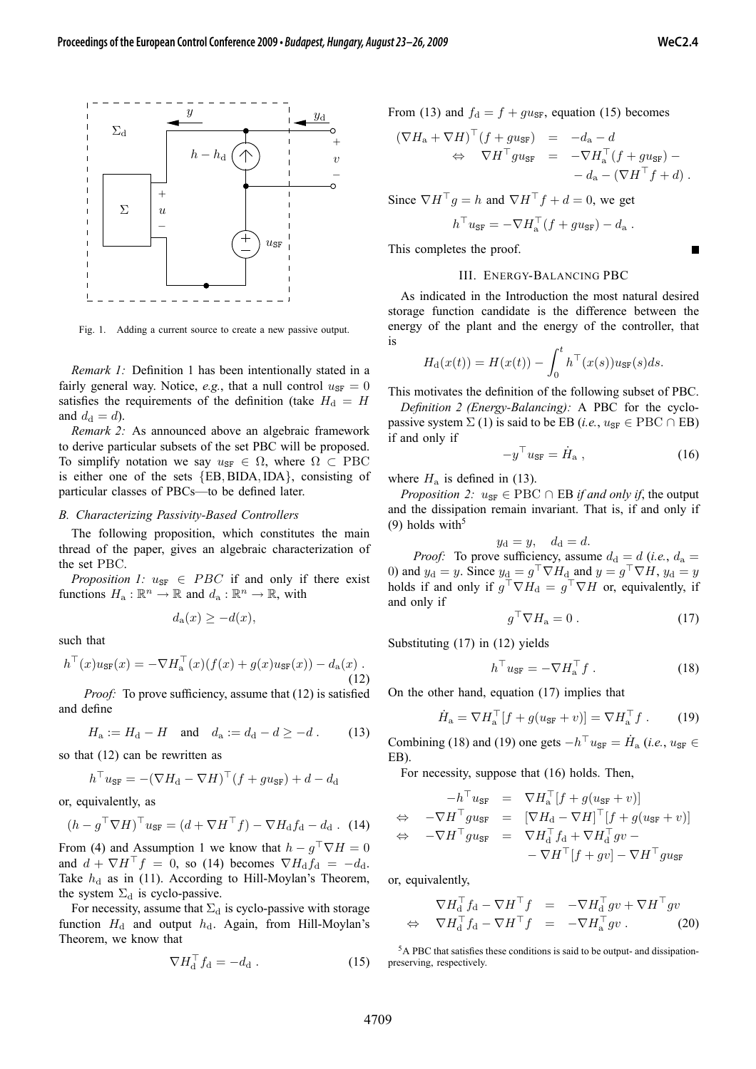Fig. 1. Adding a current source to create a new passive output.

*Remark 1:* Definition 1 has been intentionally stated in a fairly general way. Notice, *e.g.*, that a null control $u_{\mathtt{SF}} = 0$ satisfies the requirements of the definition (take $H_{\rm d} = H$ and $d_{\rm d} = d$).

*Remark 2:* As announced above an algebraic framework to derive particular subsets of the set PBC will be proposed. To simplify notation we say $u_{\mathtt{SF}} \in \Omega$, where $\Omega \subset \mathrm{PBC}$ is either one of the sets $\{\mathrm{EB}, \mathrm{BIDA}, \mathrm{IDA}\}$, consisting of particular classes of PBCs—to be defined later.

### B. Characterizing Passivity-Based Controllers

The following proposition, which constitutes the main thread of the paper, gives an algebraic characterization of the set PBC.

*Proposition 1:* $u_{\mathtt{SF}} \in PBC$ if and only if there exist functions $H_{\rm a} : \mathbb{R}^n \to \mathbb{R}$ and $d_{\rm a} : \mathbb{R}^n \to \mathbb{R}$, with

$$d_{\rm a}(x) \geq -d(x),$$

such that

$$h^\top(x) u_{\mathtt{SF}}(x) = -\nabla H_{\rm a}^\top(x)(f(x) + g(x)u_{\mathtt{SF}}(x)) - d_{\rm a}(x) \, . \tag{12}$$

*Proof:* To prove sufficiency, assume that (12) is satisfied and define

$$H_{\rm a} := H_{\rm d} - H \quad \text{and} \quad d_{\rm a} := d_{\rm d} - d \geq -d \, . \tag{13}$$

so that (12) can be rewritten as

$$h^\top u_{\mathtt{SF}} = -(\nabla H_{\rm d} - \nabla H)^\top (f + g u_{\mathtt{SF}}) + d - d_{\rm d}$$

or, equivalently, as

$$(h - g^\top \nabla H)^\top u_{\mathtt{SF}} = (d + \nabla H^\top f) - \nabla H_{\rm d} f_{\rm d} - d_{\rm d} \, . \tag{14}$$

From (4) and Assumption 1 we know that $h - g^\top \nabla H = 0$ and $d + \nabla H^\top f = 0$, so (14) becomes $\nabla H_{\rm d} f_{\rm d} = -d_{\rm d}$. Take $h_{\rm d}$ as in (11). According to Hill-Moylan's Theorem, the system $\Sigma_{\rm d}$ is cyclo-passive.

For necessity, assume that $\Sigma_{\rm d}$ is cyclo-passive with storage function $H_{\rm d}$ and output $h_{\rm d}$. Again, from Hill-Moylan's Theorem, we know that

$$\nabla H_{\rm d}^\top f_{\rm d} = -d_{\rm d} \, . \tag{15}$$

From (13) and $f_{\rm d} = f + g u_{\mathtt{SF}}$, equation (15) becomes

$$\begin{aligned}
(\nabla H_{\rm a} + \nabla H)^\top (f + g u_{\mathtt{SF}}) &= -d_{\rm a} - d \\
\Leftrightarrow \quad \nabla H^\top g u_{\mathtt{SF}} &= -\nabla H_{\rm a}^\top (f + g u_{\mathtt{SF}}) - \\
&\quad - d_{\rm a} - (\nabla H^\top f + d) \, .
\end{aligned}$$

Since $\nabla H^\top g = h$ and $\nabla H^\top f + d = 0$, we get

$$h^\top u_{\mathtt{SF}} = -\nabla H_{\rm a}^\top (f + g u_{\mathtt{SF}}) - d_{\rm a} \, .$$

This completes the proof. ∎

## III. Energy-Balancing PBC

As indicated in the Introduction the most natural desired storage function candidate is the difference between the energy of the plant and the energy of the controller, that is

$$H_{\rm d}(x(t)) = H(x(t)) - \int_0^t h^\top(x(s)) u_{\mathtt{SF}}(s) ds.$$

This motivates the definition of the following subset of PBC.

*Definition 2 (Energy-Balancing):* A PBC for the cyclo-passive system $\Sigma$ (1) is said to be EB (*i.e.*, $u_{\mathtt{SF}} \in \mathrm{PBC} \cap \mathrm{EB}$) if and only if

$$-y^\top u_{\mathtt{SF}} = \dot{H}_{\rm a} \, , \tag{16}$$

where $H_{\rm a}$ is defined in (13).

*Proposition 2:* $u_{\mathtt{SF}} \in \mathrm{PBC} \cap \mathrm{EB}$ *if and only if*, the output and the dissipation remain invariant. That is, if and only if (9) holds with[5]

$$y_{\rm d} = y, \quad d_{\rm d} = d.$$

*Proof:* To prove sufficiency, assume $d_{\rm d} = d$ (*i.e.*, $d_{\rm a} = 0$) and $y_{\rm d} = y$. Since $y_{\rm d} = g^\top \nabla H_{\rm d}$ and $y = g^\top \nabla H$, $y_{\rm d} = y$ holds if and only if $g^\top \nabla H_{\rm d} = g^\top \nabla H$ or, equivalently, if and only if

$$g^\top \nabla H_{\rm a} = 0 \, . \tag{17}$$

Substituting (17) in (12) yields

$$h^\top u_{\mathtt{SF}} = -\nabla H_{\rm a}^\top f \, . \tag{18}$$

On the other hand, equation (17) implies that

$$\dot{H}_{\rm a} = \nabla H_{\rm a}^\top [f + g(u_{\mathtt{SF}} + v)] = \nabla H_{\rm a}^\top f \, . \tag{19}$$

Combining (18) and (19) one gets $-h^\top u_{\mathtt{SF}} = \dot{H}_{\rm a}$ (*i.e.*, $u_{\mathtt{SF}} \in$ EB).

For necessity, suppose that (16) holds. Then,

$$\begin{aligned}
-h^\top u_{\mathtt{SF}} &= \nabla H_{\rm a}^\top [f + g(u_{\mathtt{SF}} + v)] \\
\Leftrightarrow \quad -\nabla H^\top g u_{\mathtt{SF}} &= [\nabla H_{\rm d} - \nabla H]^\top [f + g(u_{\mathtt{SF}} + v)] \\
\Leftrightarrow \quad -\nabla H^\top g u_{\mathtt{SF}} &= \nabla H_{\rm d}^\top f_{\rm d} + \nabla H_{\rm d}^\top g v - \\
&\quad - \nabla H^\top [f + gv] - \nabla H^\top g u_{\mathtt{SF}}
\end{aligned}$$

or, equivalently,

$$\begin{aligned}
\nabla H_{\rm d}^\top f_{\rm d} - \nabla H^\top f &= -\nabla H_{\rm d}^\top g v + \nabla H^\top g v \\
\Leftrightarrow \quad \nabla H_{\rm d}^\top f_{\rm d} - \nabla H^\top f &= -\nabla H_{\rm a}^\top g v \, .
\end{aligned} \tag{20}$$

[5] A PBC that satisfies these conditions is said to be output- and dissipation-preserving, respectively.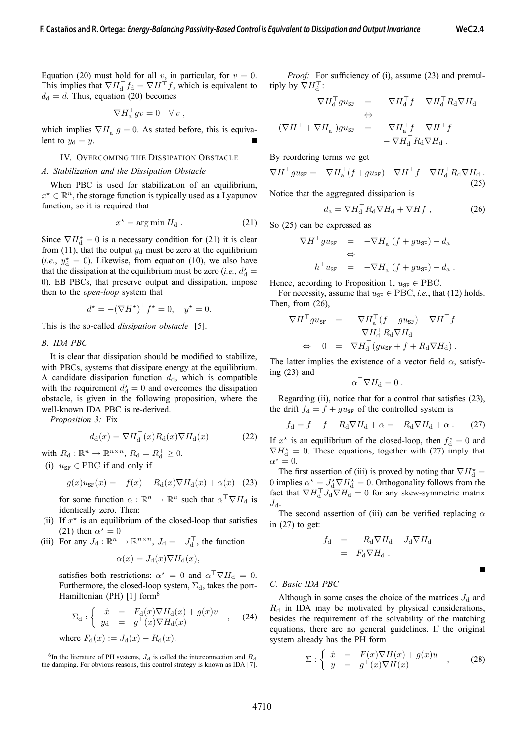Equation (20) must hold for all $v$, in particular, for $v = 0$. This implies that $\nabla H_{\rm d}^\top f_{\rm d} = \nabla H^\top f$, which is equivalent to $d_{\rm d} = d$. Thus, equation (20) becomes

$$\nabla H_{\rm a}^\top g v = 0 \quad \forall\, v\;,$$

which implies $\nabla H_{\rm a}^\top g = 0$. As stated before, this is equivalent to $y_{\rm d} = y$. ■

## IV. Overcoming the Dissipation Obstacle

### A. Stabilization and the Dissipation Obstacle

When PBC is used for stabilization of an equilibrium, $x^\star \in \mathbb{R}^n$, the storage function is typically used as a Lyapunov function, so it is required that

$$x^\star = \arg\min H_{\rm d}\;. \tag{21}$$

Since $\nabla H_{\rm d}^\star = 0$ is a necessary condition for (21) it is clear from (11), that the output $y_{\rm d}$ must be zero at the equilibrium (*i.e.*, $y_{\rm d}^\star = 0$). Likewise, from equation (10), we also have that the dissipation at the equilibrium must be zero (*i.e.*, $d_{\rm d}^\star = 0$). EB PBCs, that preserve output and dissipation, impose then to the *open-loop* system that

$$d^\star = -(\nabla H^\star)^\top f^\star = 0, \quad y^\star = 0.$$

This is the so-called *dissipation obstacle* [5].

### B. IDA PBC

It is clear that dissipation should be modified to stabilize, with PBCs, systems that dissipate energy at the equilibrium. A candidate dissipation function $d_{\rm d}$, which is compatible with the requirement $d_{\rm d}^\star = 0$ and overcomes the dissipation obstacle, is given in the following proposition, where the well-known IDA PBC is re-derived.

*Proposition 3:* Fix

$$d_{\rm d}(x) = \nabla H_{\rm d}^\top(x) R_{\rm d}(x) \nabla H_{\rm d}(x) \tag{22}$$

with $R_{\rm d} : \mathbb{R}^n \to \mathbb{R}^{n\times n}$, $R_{\rm d} = R_{\rm d}^\top \geq 0$.

(i) $u_{\tt SF} \in {\rm PBC}$ if and only if

$$g(x) u_{\tt SF}(x) = -f(x) - R_{\rm d}(x)\nabla H_{\rm d}(x) + \alpha(x) \tag{23}$$

for some function $\alpha : \mathbb{R}^n \to \mathbb{R}^n$ such that $\alpha^\top \nabla H_{\rm d}$ is identically zero. Then:

(ii) If $x^\star$ is an equilibrium of the closed-loop that satisfies (21) then $\alpha^\star = 0$

(iii) For any $J_{\rm d} : \mathbb{R}^n \to \mathbb{R}^{n\times n}$, $J_{\rm d} = -J_{\rm d}^\top$, the function

$$\alpha(x) = J_{\rm d}(x) \nabla H_{\rm d}(x),$$

satisfies both restrictions: $\alpha^\star = 0$ and $\alpha^\top \nabla H_{\rm d} = 0$. Furthermore, the closed-loop system, $\Sigma_{\rm d}$, takes the port-Hamiltonian (PH) [1] form[6]

$$\Sigma_{\rm d} : \left\{ \begin{array}{rcl} \dot{x} & = & F_{\rm d}(x)\nabla H_{\rm d}(x) + g(x) v \\ y_{\rm d} & = & g^\top(x) \nabla H_{\rm d}(x) \end{array} \right. , \tag{24}$$

where $F_{\rm d}(x) := J_{\rm d}(x) - R_{\rm d}(x)$.

[6] In the literature of PH systems, $J_{\rm d}$ is called the interconnection and $R_{\rm d}$ the damping. For obvious reasons, this control strategy is known as IDA [7].

*Proof:* For sufficiency of (i), assume (23) and premultiply by $\nabla H_{\rm d}^\top$:

$$\begin{array}{rcl} \nabla H_{\rm d}^\top g u_{\tt SF} & = & -\nabla H_{\rm d}^\top f - \nabla H_{\rm d}^\top R_{\rm d} \nabla H_{\rm d} \\ & \Leftrightarrow & \\ (\nabla H^\top + \nabla H_{\rm a}^\top) g u_{\tt SF} & = & -\nabla H_{\rm a}^\top f - \nabla H^\top f - \\ & & -\nabla H_{\rm d}^\top R_{\rm d} \nabla H_{\rm d}\;. \end{array}$$

By reordering terms we get

$$\nabla H^\top g u_{\tt SF} = -\nabla H_{\rm a}^\top (f + g u_{\tt SF}) - \nabla H^\top f - \nabla H_{\rm d}^\top R_{\rm d} \nabla H_{\rm d}\;. \tag{25}$$

Notice that the aggregated dissipation is

$$d_{\rm a} = \nabla H_{\rm d}^\top R_{\rm d} \nabla H_{\rm d} + \nabla H f\;, \tag{26}$$

So (25) can be expressed as

$$\begin{array}{rcl} \nabla H^\top g u_{\tt SF} & = & -\nabla H_{\rm a}^\top (f + g u_{\tt SF}) - d_{\rm a} \\ & \Leftrightarrow & \\ h^\top u_{\tt SF} & = & -\nabla H_{\rm a}^\top (f + g u_{\tt SF}) - d_{\rm a}\;. \end{array}$$

Hence, according to Proposition 1, $u_{\tt SF} \in {\rm PBC}$.

For necessity, assume that $u_{\tt SF} \in {\rm PBC}$, *i.e.*, that (12) holds. Then, from (26),

$$\begin{array}{rcl} \nabla H^\top g u_{\tt SF} & = & -\nabla H_{\rm a}^\top (f + g u_{\tt SF}) - \nabla H^\top f - \\ & & -\nabla H_{\rm d}^\top R_{\rm d} \nabla H_{\rm d} \\ \Leftrightarrow \quad 0 & = & \nabla H_{\rm d}^\top (g u_{\tt SF} + f + R_{\rm d} \nabla H_{\rm d})\;. \end{array}$$

The latter implies the existence of a vector field $\alpha$, satisfying (23) and

$$\alpha^\top \nabla H_{\rm d} = 0\;.$$

Regarding (ii), notice that for a control that satisfies (23), the drift $f_{\rm d} = f + g u_{\tt SF}$ of the controlled system is

$$f_{\rm d} = f - f - R_{\rm d} \nabla H_{\rm d} + \alpha = -R_{\rm d} \nabla H_{\rm d} + \alpha\;. \tag{27}$$

If $x^\star$ is an equilibrium of the closed-loop, then $f_{\rm d}^\star = 0$ and $\nabla H_{\rm d}^\star = 0$. These equations, together with (27) imply that $\alpha^\star = 0$.

The first assertion of (iii) is proved by noting that $\nabla H_{\rm d}^\star = 0$ implies $\alpha^\star = J_{\rm d}^\star \nabla H_{\rm d}^\star = 0$. Orthogonality follows from the fact that $\nabla H_{\rm d}^\top J_{\rm d} \nabla H_{\rm d} = 0$ for any skew-symmetric matrix $J_{\rm d}$.

The second assertion of (iii) can be verified replacing $\alpha$ in (27) to get:

$$\begin{array}{rcl} f_{\rm d} & = & -R_{\rm d} \nabla H_{\rm d} + J_{\rm d} \nabla H_{\rm d} \\ & = & F_{\rm d} \nabla H_{\rm d}\;. \end{array}$$

■

### C. Basic IDA PBC

Although in some cases the choice of the matrices $J_{\rm d}$ and $R_{\rm d}$ in IDA may be motivated by physical considerations, besides the requirement of the solvability of the matching equations, there are no general guidelines. If the original system already has the PH form

$$\Sigma : \left\{ \begin{array}{rcl} \dot{x} & = & F(x)\nabla H(x) + g(x) u \\ y & = & g^\top(x) \nabla H(x) \end{array} \right. , \tag{28}$$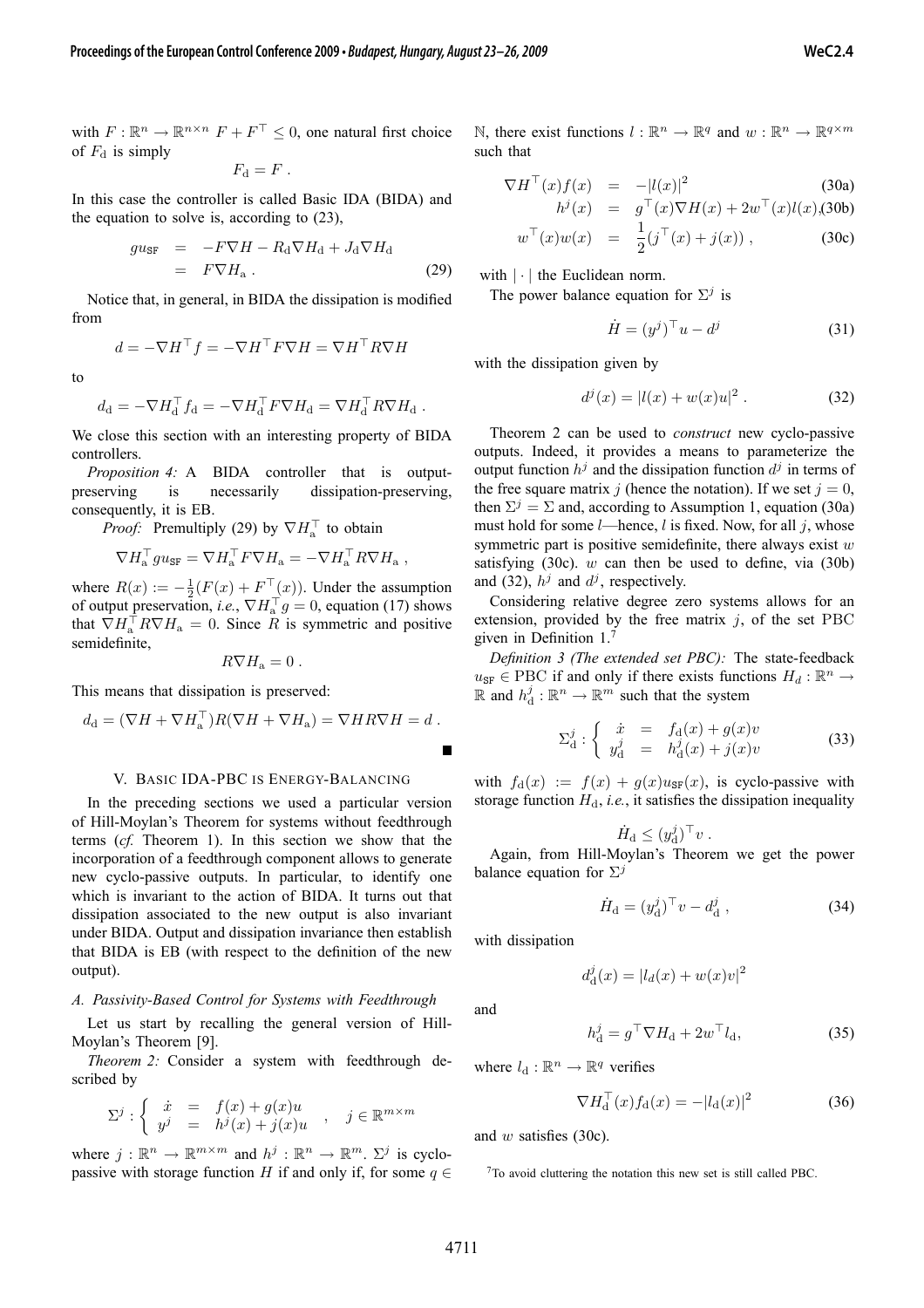with $F : \mathbb{R}^n \to \mathbb{R}^{n\times n}$ $F + F^\top \leq 0$, one natural first choice of $F_\mathrm{d}$ is simply

$$F_\mathrm{d} = F \, .$$

In this case the controller is called Basic IDA (BIDA) and the equation to solve is, according to (23),

$$\begin{aligned} g u_{\mathtt{SF}} &= -F\nabla H - R_\mathrm{d}\nabla H_\mathrm{d} + J_\mathrm{d}\nabla H_\mathrm{d} \\ &= F\nabla H_\mathrm{a} \, . \end{aligned} \tag{29}$$

Notice that, in general, in BIDA the dissipation is modified from

$$d = -\nabla H^\top f = -\nabla H^\top F \nabla H = \nabla H^\top R \nabla H$$

to

$$d_\mathrm{d} = -\nabla H_\mathrm{d}^\top f_\mathrm{d} = -\nabla H_\mathrm{d}^\top F \nabla H_\mathrm{d} = \nabla H_\mathrm{d}^\top R \nabla H_\mathrm{d} \, .$$

We close this section with an interesting property of BIDA controllers.

*Proposition 4:* A BIDA controller that is output-preserving is necessarily dissipation-preserving, consequently, it is EB.

*Proof:* Premultiply (29) by $\nabla H_\mathrm{a}^\top$ to obtain

$$\nabla H_\mathrm{a}^\top g u_{\mathtt{SF}} = \nabla H_\mathrm{a}^\top F \nabla H_\mathrm{a} = -\nabla H_\mathrm{a}^\top R \nabla H_\mathrm{a} \, ,$$

where $R(x) := -\frac{1}{2}(F(x) + F^\top(x))$. Under the assumption of output preservation, *i.e.*, $\nabla H_\mathrm{a}^\top g = 0$, equation (17) shows that $\nabla H_\mathrm{a}^\top R \nabla H_\mathrm{a} = 0$. Since $R$ is symmetric and positive semidefinite,

$$R\nabla H_\mathrm{a} = 0 \, .$$

This means that dissipation is preserved:

$$d_\mathrm{d} = (\nabla H + \nabla H_\mathrm{a}^\top) R (\nabla H + \nabla H_\mathrm{a}) = \nabla H R \nabla H = d \, .$$

■

## V. Basic IDA-PBC is Energy-Balancing

In the preceding sections we used a particular version of Hill-Moylan's Theorem for systems without feedthrough terms (*cf.* Theorem 1). In this section we show that the incorporation of a feedthrough component allows to generate new cyclo-passive outputs. In particular, to identify one which is invariant to the action of BIDA. It turns out that dissipation associated to the new output is also invariant under BIDA. Output and dissipation invariance then establish that BIDA is EB (with respect to the definition of the new output).

### A. Passivity-Based Control for Systems with Feedthrough

Let us start by recalling the general version of Hill-Moylan's Theorem [9].

*Theorem 2:* Consider a system with feedthrough described by

$$\Sigma^j : \left\{ \begin{array}{rcl} \dot{x} &=& f(x) + g(x)u \\ y^j &=& h^j(x) + j(x)u \end{array} \right. , \quad j \in \mathbb{R}^{m\times m}$$

where $j : \mathbb{R}^n \to \mathbb{R}^{m\times m}$ and $h^j : \mathbb{R}^n \to \mathbb{R}^m$. $\Sigma^j$ is cyclo-passive with storage function $H$ if and only if, for some $q \in \mathbb{N}$, there exist functions $l : \mathbb{R}^n \to \mathbb{R}^q$ and $w : \mathbb{R}^n \to \mathbb{R}^{q\times m}$ such that

$$\nabla H^\top(x) f(x) = -|l(x)|^2 \tag{30a}$$

$$h^j(x) = g^\top(x)\nabla H(x) + 2w^\top(x) l(x) \tag{30b}$$

$$w^\top(x) w(x) = \frac{1}{2}(j^\top(x) + j(x)) \, , \tag{30c}$$

with $|\cdot|$ the Euclidean norm.

The power balance equation for $\Sigma^j$ is

$$\dot{H} = (y^j)^\top u - d^j \tag{31}$$

with the dissipation given by

$$d^j(x) = |l(x) + w(x)u|^2 \, . \tag{32}$$

Theorem 2 can be used to *construct* new cyclo-passive outputs. Indeed, it provides a means to parameterize the output function $h^j$ and the dissipation function $d^j$ in terms of the free square matrix $j$ (hence the notation). If we set $j = 0$, then $\Sigma^j = \Sigma$ and, according to Assumption 1, equation (30a) must hold for some $l$—hence, $l$ is fixed. Now, for all $j$, whose symmetric part is positive semidefinite, there always exist $w$ satisfying (30c). $w$ can then be used to define, via (30b) and (32), $h^j$ and $d^j$, respectively.

Considering relative degree zero systems allows for an extension, provided by the free matrix $j$, of the set PBC given in Definition 1.[7]

*Definition 3 (The extended set PBC):* The state-feedback $u_{\mathtt{SF}} \in$ PBC if and only if there exists functions $H_d : \mathbb{R}^n \to \mathbb{R}$ and $h_\mathrm{d}^j : \mathbb{R}^n \to \mathbb{R}^m$ such that the system

$$\Sigma_\mathrm{d}^j : \left\{ \begin{array}{rcl} \dot{x} &=& f_\mathrm{d}(x) + g(x)v \\ y_\mathrm{d}^j &=& h_\mathrm{d}^j(x) + j(x)v \end{array} \right. \tag{33}$$

with $f_\mathrm{d}(x) := f(x) + g(x)u_{\mathtt{SF}}(x)$, is cyclo-passive with storage function $H_\mathrm{d}$, *i.e.*, it satisfies the dissipation inequality

$$\dot{H}_\mathrm{d} \leq (y_\mathrm{d}^j)^\top v \, .$$

Again, from Hill-Moylan's Theorem we get the power balance equation for $\Sigma^j$

$$\dot{H}_\mathrm{d} = (y_\mathrm{d}^j)^\top v - d_\mathrm{d}^j \, , \tag{34}$$

with dissipation

$$d_\mathrm{d}^j(x) = |l_d(x) + w(x)v|^2$$

and

$$h_\mathrm{d}^j = g^\top \nabla H_\mathrm{d} + 2w^\top l_\mathrm{d}, \tag{35}$$

where $l_\mathrm{d} : \mathbb{R}^n \to \mathbb{R}^q$ verifies

$$\nabla H_\mathrm{d}^\top(x) f_\mathrm{d}(x) = -|l_\mathrm{d}(x)|^2 \tag{36}$$

and $w$ satisfies (30c).

[7] To avoid cluttering the notation this new set is still called PBC.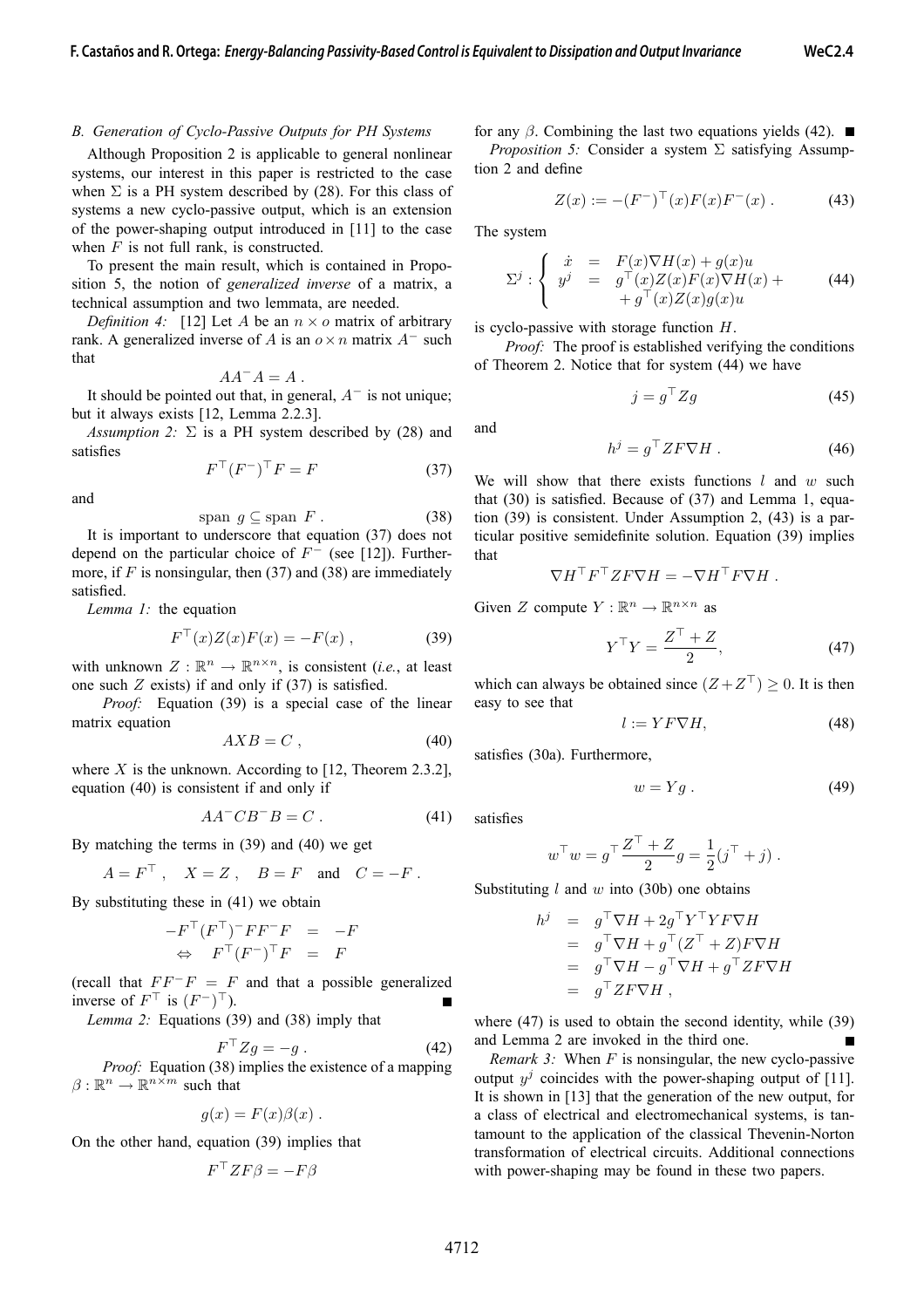### B. Generation of Cyclo-Passive Outputs for PH Systems

Although Proposition 2 is applicable to general nonlinear systems, our interest in this paper is restricted to the case when $\Sigma$ is a PH system described by (28). For this class of systems a new cyclo-passive output, which is an extension of the power-shaping output introduced in [11] to the case when $F$ is not full rank, is constructed.

To present the main result, which is contained in Proposition 5, the notion of *generalized inverse* of a matrix, a technical assumption and two lemmata, are needed.

*Definition 4:* [12] Let $A$ be an $n \times o$ matrix of arbitrary rank. A generalized inverse of $A$ is an $o \times n$ matrix $A^-$ such that

$$AA^-A = A \ .$$

It should be pointed out that, in general, $A^-$ is not unique; but it always exists [12, Lemma 2.2.3].

*Assumption 2:* $\Sigma$ is a PH system described by (28) and satisfies

$$F^\top (F^-)^\top F = F \tag{37}$$

and

$$\text{span } g \subseteq \text{span } F \ . \tag{38}$$

It is important to underscore that equation (37) does not depend on the particular choice of $F^-$ (see [12]). Furthermore, if $F$ is nonsingular, then (37) and (38) are immediately satisfied.

*Lemma 1:* the equation

$$F^\top(x) Z(x) F(x) = -F(x) \ , \tag{39}$$

with unknown $Z : \mathbb{R}^n \to \mathbb{R}^{n\times n}$, is consistent (*i.e.*, at least one such $Z$ exists) if and only if (37) is satisfied.

*Proof:* Equation (39) is a special case of the linear matrix equation

$$AXB = C \ , \tag{40}$$

where $X$ is the unknown. According to [12, Theorem 2.3.2], equation (40) is consistent if and only if

$$AA^-CB^-B = C \ . \tag{41}$$

By matching the terms in (39) and (40) we get

$$A = F^\top \ , \quad X = Z \ , \quad B = F \quad \text{and} \quad C = -F \ .$$

By substituting these in (41) we obtain

$$\begin{aligned} -F^\top (F^\top)^- F F^- F &= -F \\ \Leftrightarrow \quad F^\top (F^-)^\top F &= F \end{aligned}$$

(recall that $FF^-F = F$ and that a possible generalized inverse of $F^\top$ is $(F^-)^\top$). ∎

*Lemma 2:* Equations (39) and (38) imply that

$$F^\top Z g = -g \ . \tag{42}$$

*Proof:* Equation (38) implies the existence of a mapping $\beta : \mathbb{R}^n \to \mathbb{R}^{n\times m}$ such that

$$g(x) = F(x)\beta(x) \ .$$

On the other hand, equation (39) implies that

$$F^\top Z F \beta = -F\beta$$

for any $\beta$. Combining the last two equations yields (42). ∎

*Proposition 5:* Consider a system $\Sigma$ satisfying Assumption 2 and define

$$Z(x) := -(F^-)^\top (x) F(x) F^-(x) \ . \tag{43}$$

The system

$$\Sigma^j : \begin{cases} \dot{x} &= F(x)\nabla H(x) + g(x)u \\ y^j &= g^\top(x) Z(x) F(x) \nabla H(x) + \\ & \quad + g^\top(x) Z(x) g(x) u \end{cases} \tag{44}$$

is cyclo-passive with storage function $H$.

*Proof:* The proof is established verifying the conditions of Theorem 2. Notice that for system (44) we have

$$j = g^\top Z g \tag{45}$$

and

$$h^j = g^\top Z F \nabla H \ . \tag{46}$$

We will show that there exists functions $l$ and $w$ such that (30) is satisfied. Because of (37) and Lemma 1, equation (39) is consistent. Under Assumption 2, (43) is a particular positive semidefinite solution. Equation (39) implies that

$$\nabla H^\top F^\top Z F \nabla H = -\nabla H^\top F \nabla H \ .$$

Given $Z$ compute $Y : \mathbb{R}^n \to \mathbb{R}^{n\times n}$ as

$$Y^\top Y = \frac{Z^\top + Z}{2}, \tag{47}$$

which can always be obtained since $(Z + Z^\top) \geq 0$. It is then easy to see that

$$l := Y F \nabla H, \tag{48}$$

satisfies (30a). Furthermore,

$$w = Y g \ . \tag{49}$$

satisfies

$$w^\top w = g^\top \frac{Z^\top + Z}{2} g = \frac{1}{2}(j^\top + j) \ .$$

Substituting $l$ and $w$ into (30b) one obtains

$$\begin{aligned} h^j &= g^\top \nabla H + 2 g^\top Y^\top Y F \nabla H \\ &= g^\top \nabla H + g^\top (Z^\top + Z) F \nabla H \\ &= g^\top \nabla H - g^\top \nabla H + g^\top Z F \nabla H \\ &= g^\top Z F \nabla H \ , \end{aligned}$$

where (47) is used to obtain the second identity, while (39) and Lemma 2 are invoked in the third one. ∎

*Remark 3:* When $F$ is nonsingular, the new cyclo-passive output $y^j$ coincides with the power-shaping output of [11]. It is shown in [13] that the generation of the new output, for a class of electrical and electromechanical systems, is tantamount to the application of the classical Thevenin-Norton transformation of electrical circuits. Additional connections with power-shaping may be found in these two papers.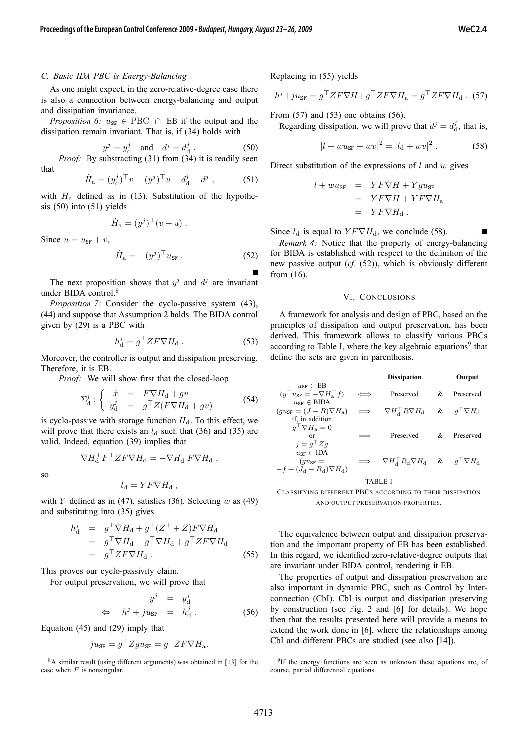### C. Basic IDA PBC is Energy-Balancing

As one might expect, in the zero-relative-degree case there is also a connection between energy-balancing and output and dissipation invariance.

*Proposition 6:* $u_{\mathtt{SF}} \in \mathrm{PBC} \cap \mathrm{EB}$ if the output and the dissipation remain invariant. That is, if (34) holds with

$$y^j = y^j_{\mathrm{d}} \quad \text{and} \quad d^j = d^j_{\mathrm{d}} \, . \tag{50}$$

*Proof:* By substracting (31) from (34) it is readily seen that

$$\dot{H}_{\mathrm{a}} = (y^j_{\mathrm{d}})^\top v - (y^j)^\top u + d^j_{\mathrm{d}} - d^j \, , \tag{51}$$

with $H_{\mathrm{a}}$ defined as in (13). Substitution of the hypothesis (50) into (51) yields

$$\dot{H}_{\mathrm{a}} = (y^j)^\top (v - u) \, .$$

Since $u = u_{\mathtt{SF}} + v$,

$$\dot{H}_{\mathrm{a}} = -(y^j)^\top u_{\mathtt{SF}} \, . \tag{52}$$

■

The next proposition shows that $y^j$ and $d^j$ are invariant under BIDA control.[8]

*Proposition 7:* Consider the cyclo-passive system (43), (44) and suppose that Assumption 2 holds. The BIDA control given by (29) is a PBC with

$$h^j_{\mathrm{d}} = g^\top Z F \nabla H_{\mathrm{d}} \, . \tag{53}$$

Moreover, the controller is output and dissipation preserving. Therefore, it is EB.

*Proof:* We will show first that the closed-loop

$$\Sigma^j_{\mathrm{d}} : \left\{ \begin{array}{rcl} \dot{x} & = & F \nabla H_{\mathrm{d}} + g v \\ y^j_{\mathrm{d}} & = & g^\top Z (F \nabla H_{\mathrm{d}} + g v) \end{array} \right. \tag{54}$$

is cyclo-passive with storage function $H_{\mathrm{d}}$. To this effect, we will prove that there exists an $l_{\mathrm{d}}$ such that (36) and (35) are valid. Indeed, equation (39) implies that

$$\nabla H_{\mathrm{d}}^\top F^\top Z F \nabla H_{\mathrm{d}} = -\nabla H_{\mathrm{d}}^\top F \nabla H_{\mathrm{d}} \, ,$$

so

$$l_{\mathrm{d}} = Y F \nabla H_{\mathrm{d}} \, ,$$

with $Y$ defined as in (47), satisfies (36). Selecting $w$ as (49) and substituting into (35) gives

$$\begin{aligned} h^j_{\mathrm{d}} &= g^\top \nabla H_{\mathrm{d}} + g^\top (Z^\top + Z) F \nabla H_{\mathrm{d}} \\ &= g^\top \nabla H_{\mathrm{d}} - g^\top \nabla H_{\mathrm{d}} + g^\top Z F \nabla H_{\mathrm{d}} \\ &= g^\top Z F \nabla H_{\mathrm{d}} \, . \end{aligned} \tag{55}$$

This proves our cyclo-passivity claim.

For output preservation, we will prove that

$$\begin{aligned} y^j &= y^j_{\mathrm{d}} \\ \Leftrightarrow \quad h^j + j u_{\mathtt{SF}} &= h^j_{\mathrm{d}} \, . \end{aligned} \tag{56}$$

Equation (45) and (29) imply that

$$j u_{\mathtt{SF}} = g^\top Z g u_{\mathtt{SF}} = g^\top Z F \nabla H_{\mathrm{a}} .$$

Replacing in (55) yields

$$h^j + j u_{\mathtt{SF}} = g^\top Z F \nabla H + g^\top Z F \nabla H_{\mathrm{a}} = g^\top Z F \nabla H_{\mathrm{d}} \, . \tag{57}$$

From (57) and (53) one obtains (56).

Regarding dissipation, we will prove that $d^j = d^j_{\mathrm{d}}$, that is,

$$|l + w u_{\mathtt{SF}} + w v|^2 = |l_{\mathrm{d}} + w v|^2 \, . \tag{58}$$

Direct substitution of the expressions of $l$ and $w$ gives

$$\begin{aligned} l + w u_{\mathtt{SF}} &= Y F \nabla H + Y g u_{\mathtt{SF}} \\ &= Y F \nabla H + Y F \nabla H_{\mathrm{a}} \\ &= Y F \nabla H_{\mathrm{d}} \, . \end{aligned}$$

Since $l_{\mathrm{d}}$ is equal to $Y F \nabla H_{\mathrm{d}}$, we conclude (58). ■

*Remark 4:* Notice that the property of energy-balancing for BIDA is established with respect to the definition of the new passive output (*cf.* (52)), which is obviously different from (16).

## VI. Conclusions

A framework for analysis and design of PBC, based on the principles of dissipation and output preservation, has been derived. This framework allows to classify various PBCs according to Table I, where the key algebraic equations[9] that define the sets are given in parenthesis.

| | | Dissipation | | Output |
|---|---|---|---|---|
| $u_{\mathtt{SF}} \in$ EB $(y^\top u_{\mathtt{SF}} = -\nabla H_{\mathrm{a}}^\top f)$ | $\Longleftrightarrow$ | Preserved | & | Preserved |
| $u_{\mathtt{SF}} \in$ BIDA $(g u_{\mathtt{SF}} = (J - R) \nabla H_{\mathrm{a}})$ | $\Longrightarrow$ | $\nabla H_{\mathrm{d}}^\top R \nabla H_{\mathrm{d}}$ | & | $g^\top \nabla H_{\mathrm{d}}$ |
| if, in addition $g^\top \nabla H_{\mathrm{a}} = 0$ or $j = g^\top Z g$ | $\Longrightarrow$ | Preserved | & | Preserved |
| $u_{\mathtt{SF}} \in$ IDA $(g u_{\mathtt{SF}} = -f + (J_{\mathrm{d}} - R_{\mathrm{d}}) \nabla H_{\mathrm{d}})$ | $\Longrightarrow$ | $\nabla H_{\mathrm{d}}^\top R_{\mathrm{d}} \nabla H_{\mathrm{d}}$ | & | $g^\top \nabla H_{\mathrm{d}}$ |

TABLE I

Classifying different PBCs according to their dissipation and output preservation properties.

The equivalence between output and dissipation preservation and the important property of EB has been established. In this regard, we identified zero-relative-degree outputs that are invariant under BIDA control, rendering it EB.

The properties of output and dissipation preservation are also important in dynamic PBC, such as Control by Interconnection (CbI). CbI is output and dissipation preserving by construction (see Fig. 2 and [6] for details). We hope then that the results presented here will provide a means to extend the work done in [6], where the relationships among CbI and different PBCs are studied (see also [14]).

[8] A similar result (using different arguments) was obtained in [13] for the case when $F$ is nonsingular.

[9] If the energy functions are seen as unknown these equations are, of course, partial differential equations.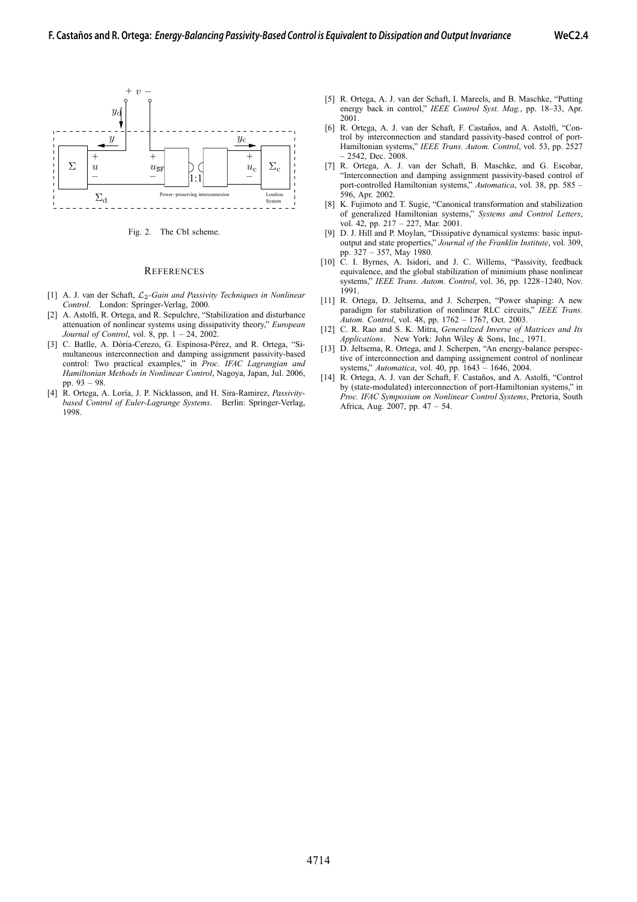Fig. 2. The CbI scheme.

## REFERENCES

[1] A. J. van der Schaft, *$\mathcal{L}_2$-Gain and Passivity Techniques in Nonlinear Control*. London: Springer-Verlag, 2000.

[2] A. Astolfi, R. Ortega, and R. Sepulchre, "Stabilization and disturbance attenuation of nonlinear systems using dissipativity theory," *European Journal of Control*, vol. 8, pp. 1 – 24, 2002.

[3] C. Batlle, A. Dòria-Cerezo, G. Espinosa-Pérez, and R. Ortega, "Simultaneous interconnection and damping assignment passivity-based control: Two practical examples," in *Proc. IFAC Lagrangian and Hamiltonian Methods in Nonlinear Control*, Nagoya, Japan, Jul. 2006, pp. 93 – 98.

[4] R. Ortega, A. Loría, J. P. Nicklasson, and H. Sira-Ramirez, *Passivity-based Control of Euler-Lagrange Systems*. Berlin: Springer-Verlag, 1998.

[5] R. Ortega, A. J. van der Schaft, I. Mareels, and B. Maschke, "Putting energy back in control," *IEEE Control Syst. Mag.*, pp. 18–33, Apr. 2001.

[6] R. Ortega, A. J. van der Schaft, F. Castaños, and A. Astolfi, "Control by interconnection and standard passivity-based control of port-Hamiltonian systems," *IEEE Trans. Autom. Control*, vol. 53, pp. 2527 – 2542, Dec. 2008.

[7] R. Ortega, A. J. van der Schaft, B. Maschke, and G. Escobar, "Interconnection and damping assignment passivity-based control of port-controlled Hamiltonian systems," *Automatica*, vol. 38, pp. 585 – 596, Apr. 2002.

[8] K. Fujimoto and T. Sugie, "Canonical transformation and stabilization of generalized Hamiltonian systems," *Systems and Control Letters*, vol. 42, pp. 217 – 227, Mar. 2001.

[9] D. J. Hill and P. Moylan, "Dissipative dynamical systems: basic input-output and state properties," *Journal of the Franklin Institute*, vol. 309, pp. 327 – 357, May 1980.

[10] C. I. Byrnes, A. Isidori, and J. C. Willems, "Passivity, feedback equivalence, and the global stabilization of minimium phase nonlinear systems," *IEEE Trans. Autom. Control*, vol. 36, pp. 1228–1240, Nov. 1991.

[11] R. Ortega, D. Jeltsema, and J. Scherpen, "Power shaping: A new paradigm for stabilization of nonlinear RLC circuits," *IEEE Trans. Autom. Control*, vol. 48, pp. 1762 – 1767, Oct. 2003.

[12] C. R. Rao and S. K. Mitra, *Generalized Inverse of Matrices and Its Applications*. New York: John Wiley & Sons, Inc., 1971.

[13] D. Jeltsema, R. Ortega, and J. Scherpen, "An energy-balance perspective of interconnection and damping assignement control of nonlinear systems," *Automatica*, vol. 40, pp. 1643 – 1646, 2004.

[14] R. Ortega, A. J. van der Schaft, F. Castaños, and A. Astolfi, "Control by (state-modulated) interconnection of port-Hamiltonian systems," in *Proc. IFAC Symposium on Nonlinear Control Systems*, Pretoria, South Africa, Aug. 2007, pp. 47 – 54.